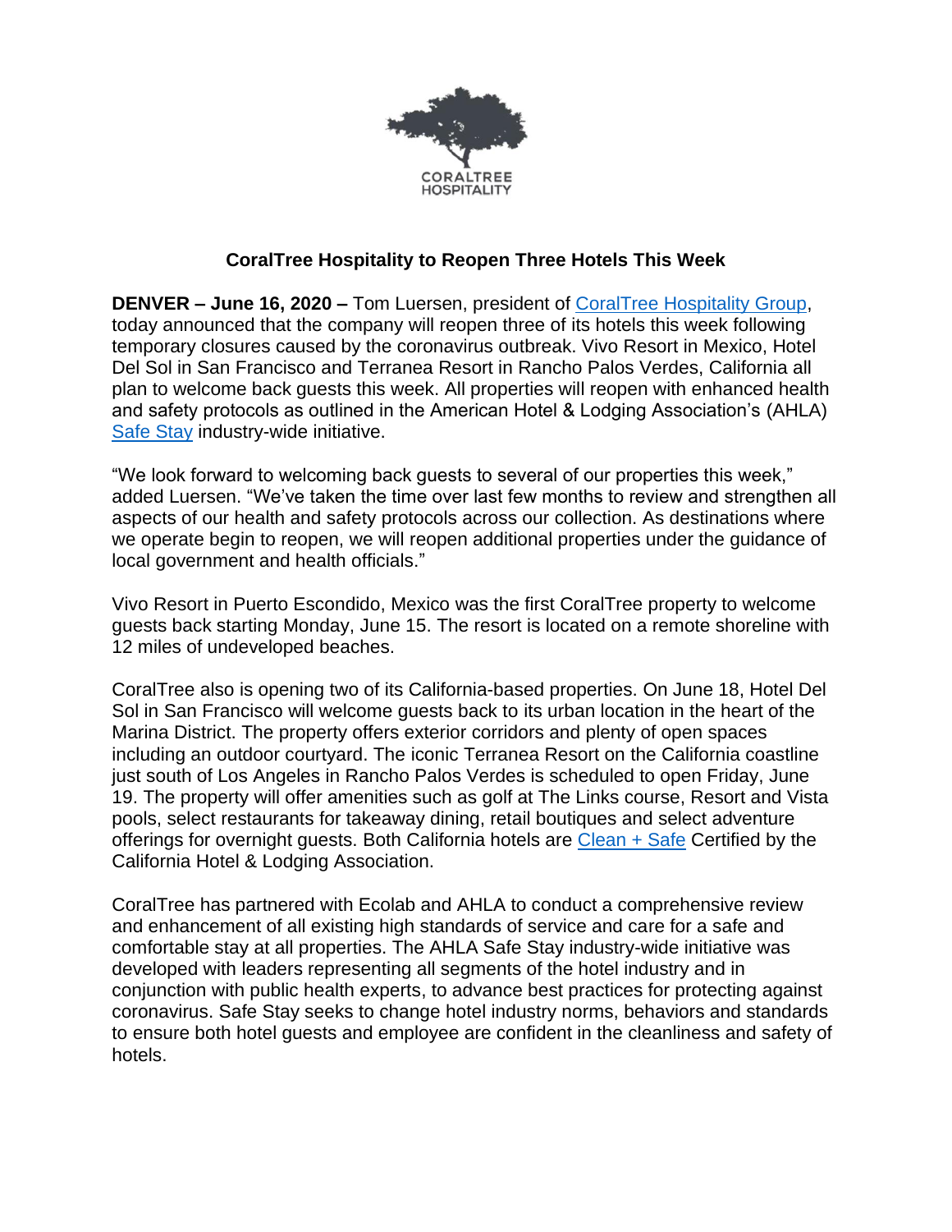CORALTREE HOSPITALITY

# CoralTree Hospitality to Reopen Three Hotels This Week

**DENVER – June 16, 2020 –** Tom Luersen, president of CoralTree Hospitality Group, today announced that the company will reopen three of its hotels this week following temporary closures caused by the coronavirus outbreak. Vivo Resort in Mexico, Hotel Del Sol in San Francisco and Terranea Resort in Rancho Palos Verdes, California all plan to welcome back guests this week. All properties will reopen with enhanced health and safety protocols as outlined in the American Hotel & Lodging Association's (AHLA) Safe Stay industry-wide initiative.

"We look forward to welcoming back guests to several of our properties this week," added Luersen. "We've taken the time over last few months to review and strengthen all aspects of our health and safety protocols across our collection. As destinations where we operate begin to reopen, we will reopen additional properties under the guidance of local government and health officials."

Vivo Resort in Puerto Escondido, Mexico was the first CoralTree property to welcome guests back starting Monday, June 15. The resort is located on a remote shoreline with 12 miles of undeveloped beaches.

CoralTree also is opening two of its California-based properties. On June 18, Hotel Del Sol in San Francisco will welcome guests back to its urban location in the heart of the Marina District. The property offers exterior corridors and plenty of open spaces including an outdoor courtyard. The iconic Terranea Resort on the California coastline just south of Los Angeles in Rancho Palos Verdes is scheduled to open Friday, June 19. The property will offer amenities such as golf at The Links course, Resort and Vista pools, select restaurants for takeaway dining, retail boutiques and select adventure offerings for overnight guests. Both California hotels are Clean + Safe Certified by the California Hotel & Lodging Association.

CoralTree has partnered with Ecolab and AHLA to conduct a comprehensive review and enhancement of all existing high standards of service and care for a safe and comfortable stay at all properties. The AHLA Safe Stay industry-wide initiative was developed with leaders representing all segments of the hotel industry and in conjunction with public health experts, to advance best practices for protecting against coronavirus. Safe Stay seeks to change hotel industry norms, behaviors and standards to ensure both hotel guests and employee are confident in the cleanliness and safety of hotels.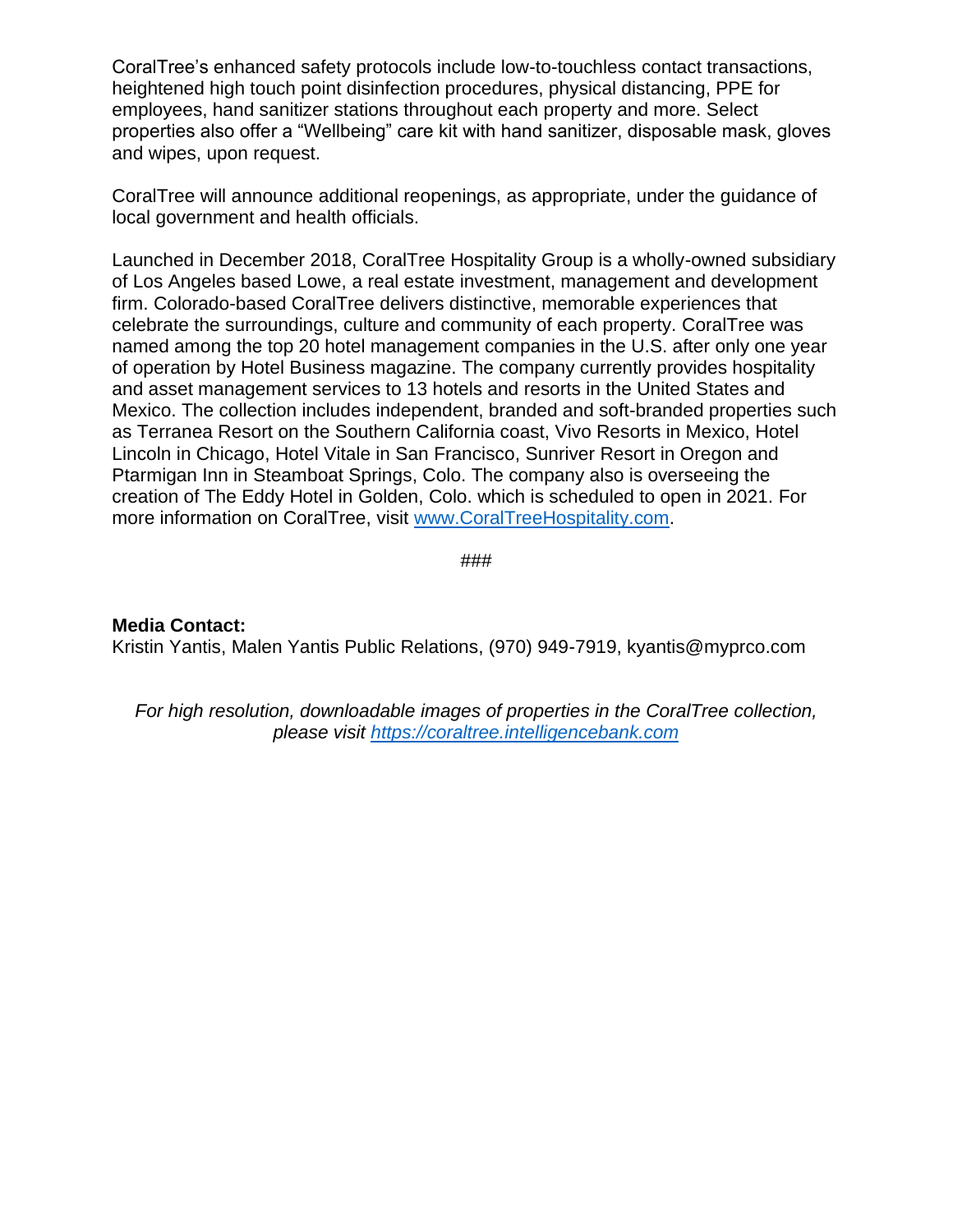CoralTree's enhanced safety protocols include low-to-touchless contact transactions, heightened high touch point disinfection procedures, physical distancing, PPE for employees, hand sanitizer stations throughout each property and more. Select properties also offer a "Wellbeing" care kit with hand sanitizer, disposable mask, gloves and wipes, upon request.

CoralTree will announce additional reopenings, as appropriate, under the guidance of local government and health officials.

Launched in December 2018, CoralTree Hospitality Group is a wholly-owned subsidiary of Los Angeles based Lowe, a real estate investment, management and development firm. Colorado-based CoralTree delivers distinctive, memorable experiences that celebrate the surroundings, culture and community of each property. CoralTree was named among the top 20 hotel management companies in the U.S. after only one year of operation by Hotel Business magazine. The company currently provides hospitality and asset management services to 13 hotels and resorts in the United States and Mexico. The collection includes independent, branded and soft-branded properties such as Terranea Resort on the Southern California coast, Vivo Resorts in Mexico, Hotel Lincoln in Chicago, Hotel Vitale in San Francisco, Sunriver Resort in Oregon and Ptarmigan Inn in Steamboat Springs, Colo. The company also is overseeing the creation of The Eddy Hotel in Golden, Colo. which is scheduled to open in 2021. For more information on CoralTree, visit [www.CoralTreeHospitality.com](http://www.CoralTreeHospitality.com).

###

**Media Contact:**
Kristin Yantis, Malen Yantis Public Relations, (970) 949-7919, kyantis@myprco.com

*For high resolution, downloadable images of properties in the CoralTree collection, please visit [https://coraltree.intelligencebank.com](https://coraltree.intelligencebank.com)*